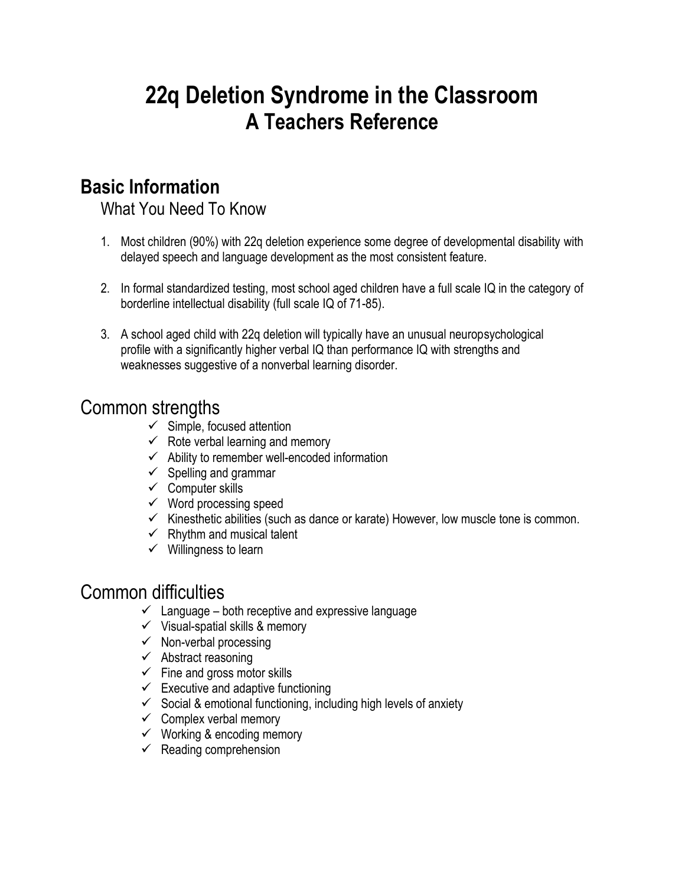# 22q Deletion Syndrome in the Classroom
## A Teachers Reference

## Basic Information

What You Need To Know

1. Most children (90%) with 22q deletion experience some degree of developmental disability with delayed speech and language development as the most consistent feature.

2. In formal standardized testing, most school aged children have a full scale IQ in the category of borderline intellectual disability (full scale IQ of 71-85).

3. A school aged child with 22q deletion will typically have an unusual neuropsychological profile with a significantly higher verbal IQ than performance IQ with strengths and weaknesses suggestive of a nonverbal learning disorder.

## Common strengths

- ✓ Simple, focused attention
- ✓ Rote verbal learning and memory
- ✓ Ability to remember well-encoded information
- ✓ Spelling and grammar
- ✓ Computer skills
- ✓ Word processing speed
- ✓ Kinesthetic abilities (such as dance or karate) However, low muscle tone is common.
- ✓ Rhythm and musical talent
- ✓ Willingness to learn

## Common difficulties

- ✓ Language – both receptive and expressive language
- ✓ Visual-spatial skills & memory
- ✓ Non-verbal processing
- ✓ Abstract reasoning
- ✓ Fine and gross motor skills
- ✓ Executive and adaptive functioning
- ✓ Social & emotional functioning, including high levels of anxiety
- ✓ Complex verbal memory
- ✓ Working & encoding memory
- ✓ Reading comprehension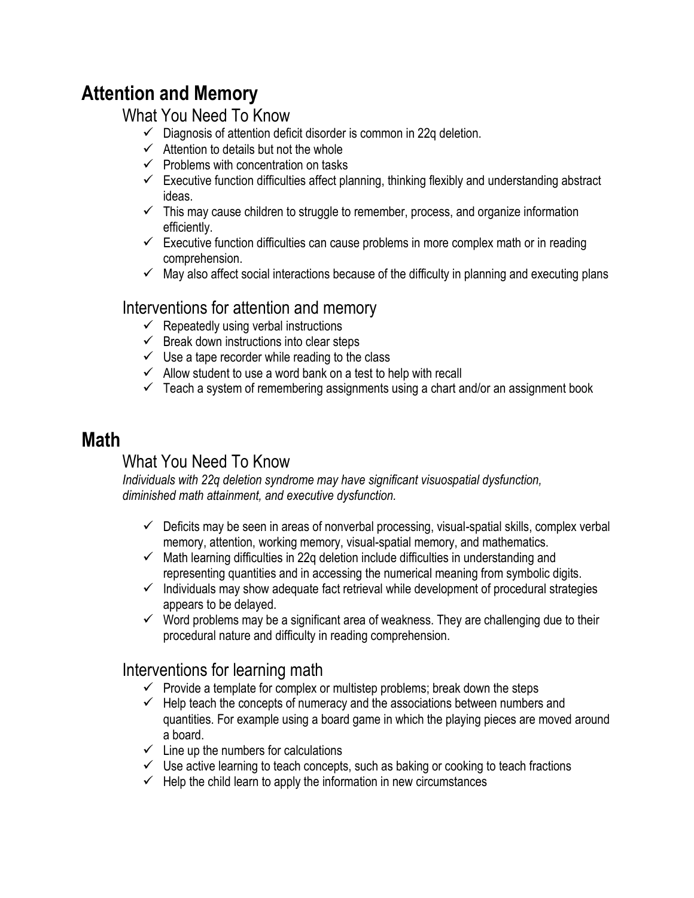# Attention and Memory

## What You Need To Know

- ✓ Diagnosis of attention deficit disorder is common in 22q deletion.
- ✓ Attention to details but not the whole
- ✓ Problems with concentration on tasks
- ✓ Executive function difficulties affect planning, thinking flexibly and understanding abstract ideas.
- ✓ This may cause children to struggle to remember, process, and organize information efficiently.
- ✓ Executive function difficulties can cause problems in more complex math or in reading comprehension.
- ✓ May also affect social interactions because of the difficulty in planning and executing plans

## Interventions for attention and memory

- ✓ Repeatedly using verbal instructions
- ✓ Break down instructions into clear steps
- ✓ Use a tape recorder while reading to the class
- ✓ Allow student to use a word bank on a test to help with recall
- ✓ Teach a system of remembering assignments using a chart and/or an assignment book

# Math

## What You Need To Know

*Individuals with 22q deletion syndrome may have significant visuospatial dysfunction, diminished math attainment, and executive dysfunction.*

- ✓ Deficits may be seen in areas of nonverbal processing, visual-spatial skills, complex verbal memory, attention, working memory, visual-spatial memory, and mathematics.
- ✓ Math learning difficulties in 22q deletion include difficulties in understanding and representing quantities and in accessing the numerical meaning from symbolic digits.
- ✓ Individuals may show adequate fact retrieval while development of procedural strategies appears to be delayed.
- ✓ Word problems may be a significant area of weakness. They are challenging due to their procedural nature and difficulty in reading comprehension.

## Interventions for learning math

- ✓ Provide a template for complex or multistep problems; break down the steps
- ✓ Help teach the concepts of numeracy and the associations between numbers and quantities. For example using a board game in which the playing pieces are moved around a board.
- ✓ Line up the numbers for calculations
- ✓ Use active learning to teach concepts, such as baking or cooking to teach fractions
- ✓ Help the child learn to apply the information in new circumstances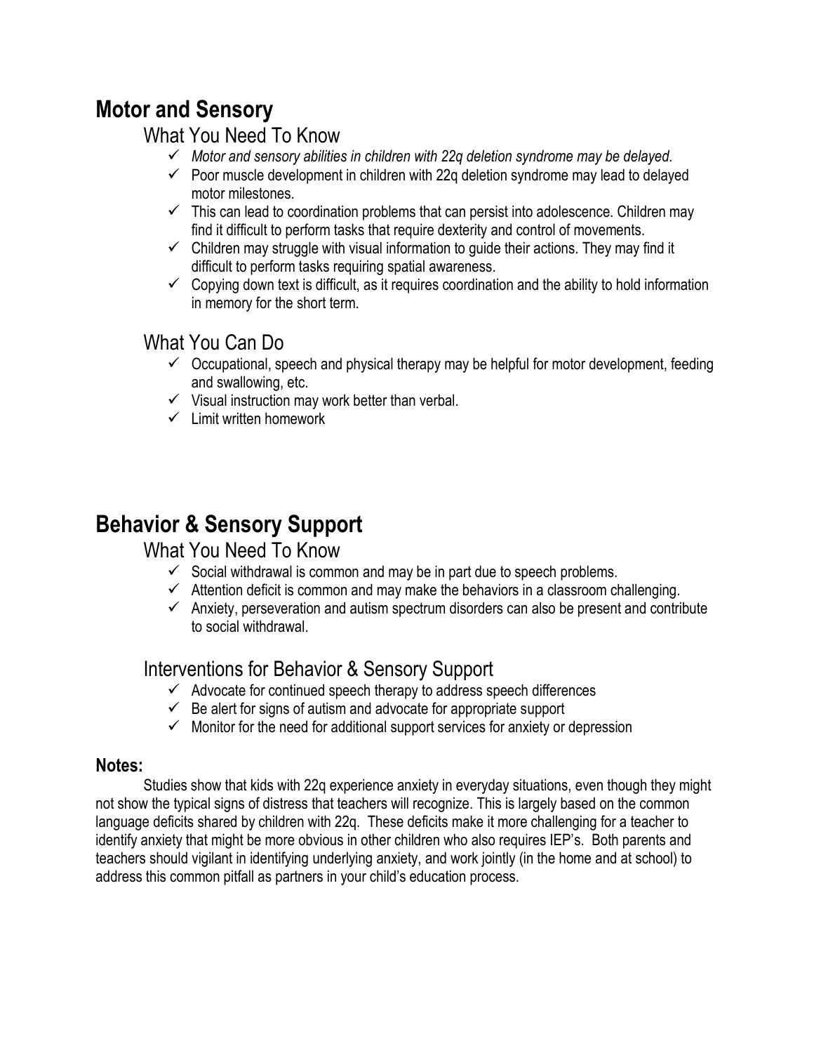# Motor and Sensory

## What You Need To Know

- ✓ *Motor and sensory abilities in children with 22q deletion syndrome may be delayed.*
- ✓ Poor muscle development in children with 22q deletion syndrome may lead to delayed motor milestones.
- ✓ This can lead to coordination problems that can persist into adolescence. Children may find it difficult to perform tasks that require dexterity and control of movements.
- ✓ Children may struggle with visual information to guide their actions. They may find it difficult to perform tasks requiring spatial awareness.
- ✓ Copying down text is difficult, as it requires coordination and the ability to hold information in memory for the short term.

## What You Can Do

- ✓ Occupational, speech and physical therapy may be helpful for motor development, feeding and swallowing, etc.
- ✓ Visual instruction may work better than verbal.
- ✓ Limit written homework

# Behavior & Sensory Support

## What You Need To Know

- ✓ Social withdrawal is common and may be in part due to speech problems.
- ✓ Attention deficit is common and may make the behaviors in a classroom challenging.
- ✓ Anxiety, perseveration and autism spectrum disorders can also be present and contribute to social withdrawal.

## Interventions for Behavior & Sensory Support

- ✓ Advocate for continued speech therapy to address speech differences
- ✓ Be alert for signs of autism and advocate for appropriate support
- ✓ Monitor for the need for additional support services for anxiety or depression

### Notes:

Studies show that kids with 22q experience anxiety in everyday situations, even though they might not show the typical signs of distress that teachers will recognize. This is largely based on the common language deficits shared by children with 22q. These deficits make it more challenging for a teacher to identify anxiety that might be more obvious in other children who also requires IEP's. Both parents and teachers should vigilant in identifying underlying anxiety, and work jointly (in the home and at school) to address this common pitfall as partners in your child's education process.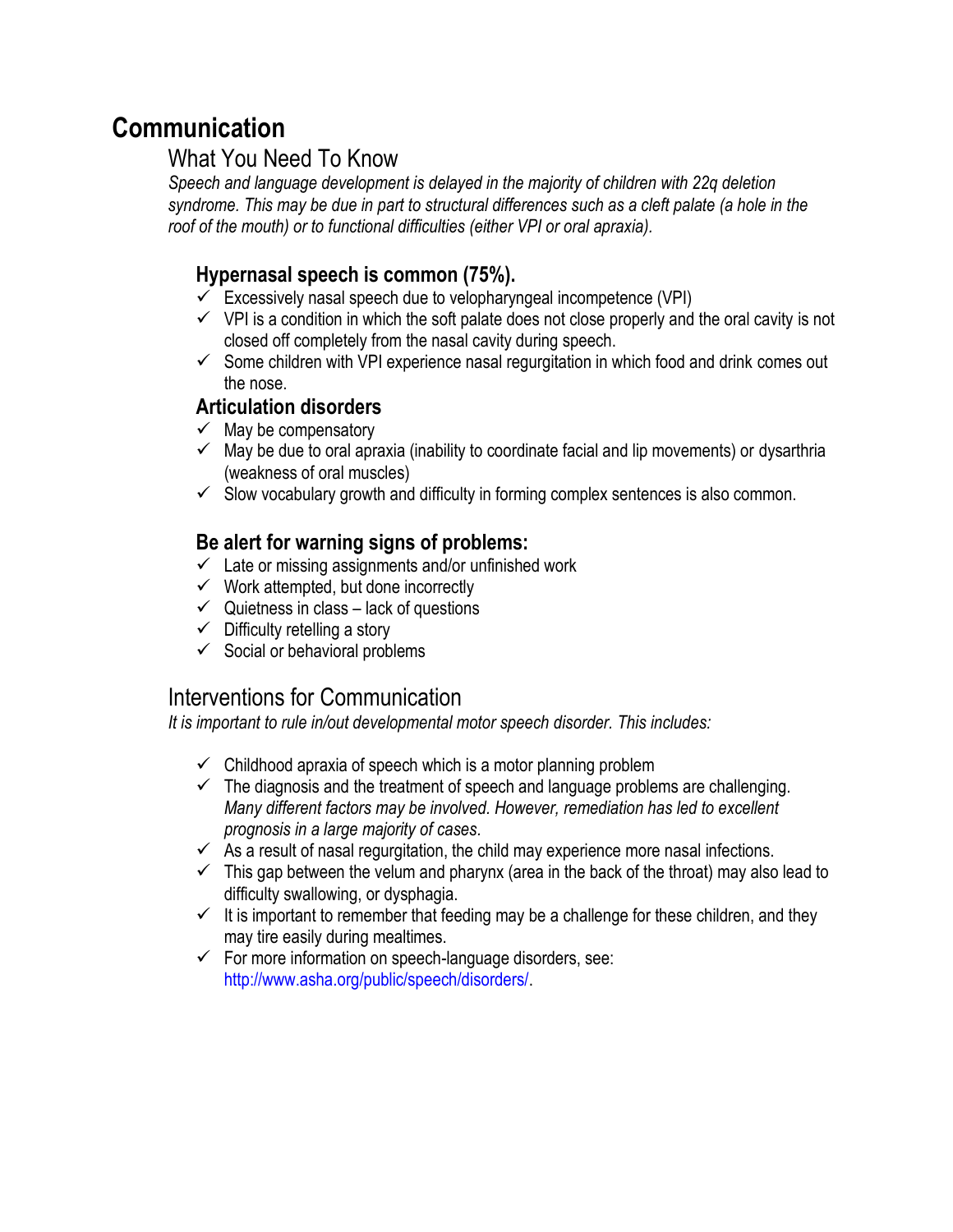# Communication

## What You Need To Know

*Speech and language development is delayed in the majority of children with 22q deletion syndrome. This may be due in part to structural differences such as a cleft palate (a hole in the roof of the mouth) or to functional difficulties (either VPI or oral apraxia).*

### Hypernasal speech is common (75%).

- ✓ Excessively nasal speech due to velopharyngeal incompetence (VPI)
- ✓ VPI is a condition in which the soft palate does not close properly and the oral cavity is not closed off completely from the nasal cavity during speech.
- ✓ Some children with VPI experience nasal regurgitation in which food and drink comes out the nose.

### Articulation disorders

- ✓ May be compensatory
- ✓ May be due to oral apraxia (inability to coordinate facial and lip movements) or dysarthria (weakness of oral muscles)
- ✓ Slow vocabulary growth and difficulty in forming complex sentences is also common.

### Be alert for warning signs of problems:

- ✓ Late or missing assignments and/or unfinished work
- ✓ Work attempted, but done incorrectly
- ✓ Quietness in class – lack of questions
- ✓ Difficulty retelling a story
- ✓ Social or behavioral problems

## Interventions for Communication

*It is important to rule in/out developmental motor speech disorder. This includes:*

- ✓ Childhood apraxia of speech which is a motor planning problem
- ✓ The diagnosis and the treatment of speech and language problems are challenging. *Many different factors may be involved. However, remediation has led to excellent prognosis in a large majority of cases.*
- ✓ As a result of nasal regurgitation, the child may experience more nasal infections.
- ✓ This gap between the velum and pharynx (area in the back of the throat) may also lead to difficulty swallowing, or dysphagia.
- ✓ It is important to remember that feeding may be a challenge for these children, and they may tire easily during mealtimes.
- ✓ For more information on speech-language disorders, see: http://www.asha.org/public/speech/disorders/.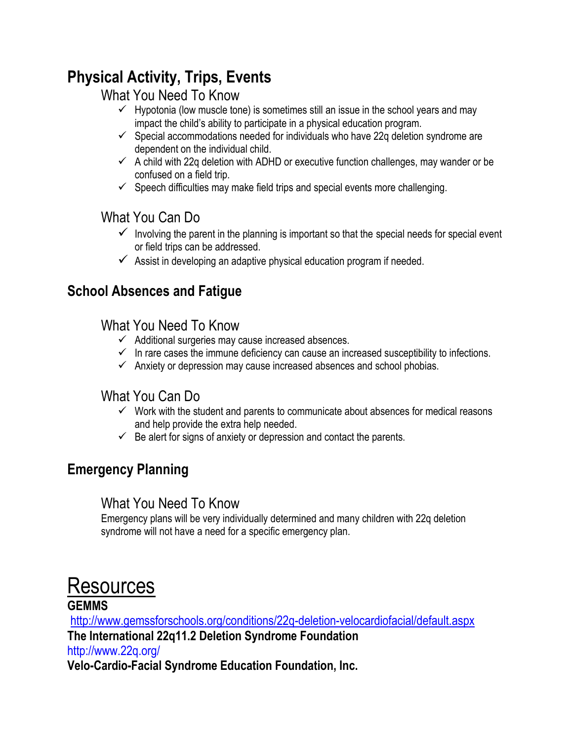## Physical Activity, Trips, Events

### What You Need To Know

- ✓ Hypotonia (low muscle tone) is sometimes still an issue in the school years and may impact the child's ability to participate in a physical education program.
- ✓ Special accommodations needed for individuals who have 22q deletion syndrome are dependent on the individual child.
- ✓ A child with 22q deletion with ADHD or executive function challenges, may wander or be confused on a field trip.
- ✓ Speech difficulties may make field trips and special events more challenging.

### What You Can Do

- ✓ Involving the parent in the planning is important so that the special needs for special event or field trips can be addressed.
- ✓ Assist in developing an adaptive physical education program if needed.

## School Absences and Fatigue

### What You Need To Know

- ✓ Additional surgeries may cause increased absences.
- ✓ In rare cases the immune deficiency can cause an increased susceptibility to infections.
- ✓ Anxiety or depression may cause increased absences and school phobias.

### What You Can Do

- ✓ Work with the student and parents to communicate about absences for medical reasons and help provide the extra help needed.
- ✓ Be alert for signs of anxiety or depression and contact the parents.

## Emergency Planning

### What You Need To Know

Emergency plans will be very individually determined and many children with 22q deletion syndrome will not have a need for a specific emergency plan.

# Resources

**GEMMS**

http://www.gemssforschools.org/conditions/22q-deletion-velocardiofacial/default.aspx

**The International 22q11.2 Deletion Syndrome Foundation**

http://www.22q.org/

**Velo-Cardio-Facial Syndrome Education Foundation, Inc.**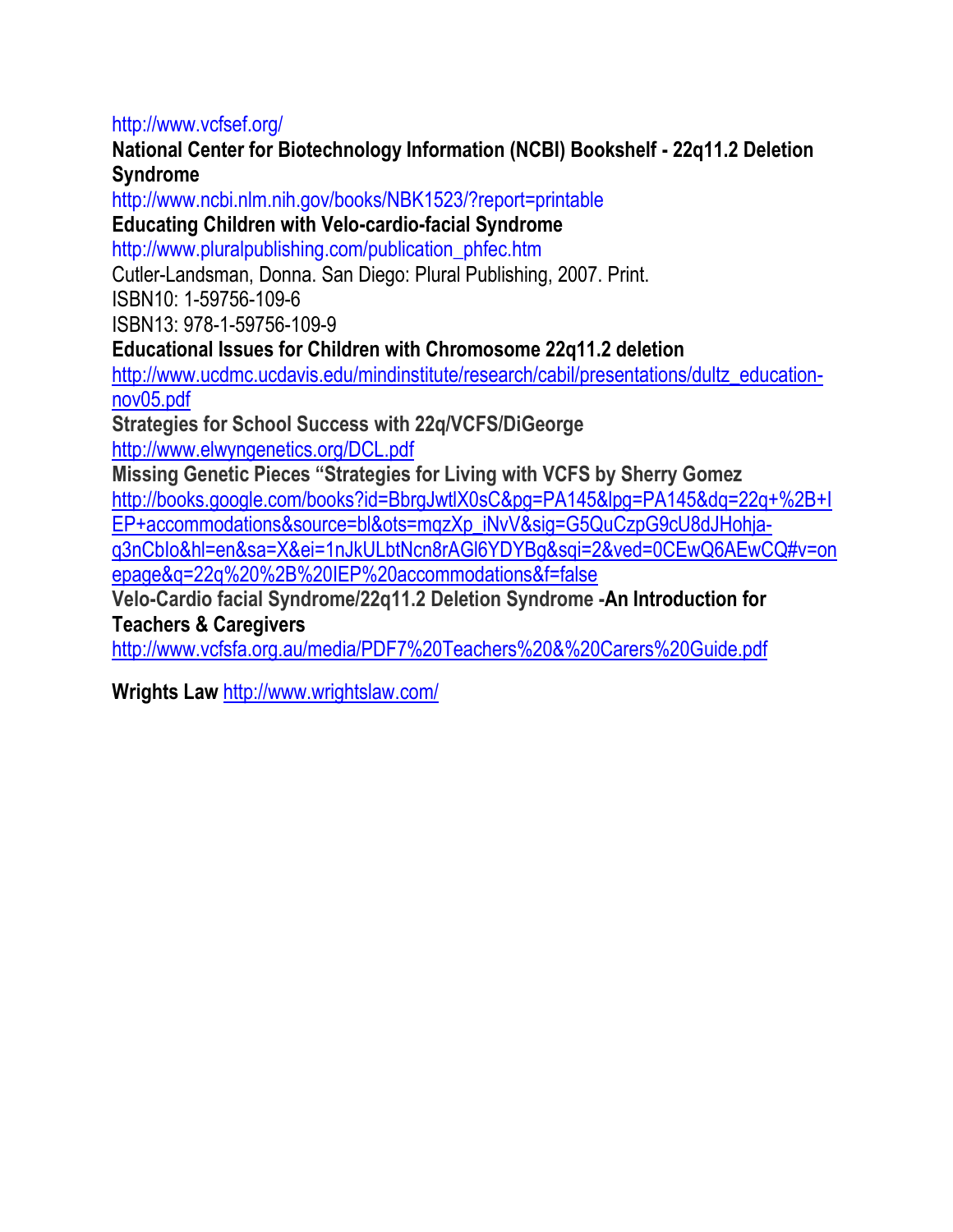http://www.vcfsef.org/

**National Center for Biotechnology Information (NCBI) Bookshelf - 22q11.2 Deletion Syndrome**

http://www.ncbi.nlm.nih.gov/books/NBK1523/?report=printable

**Educating Children with Velo-cardio-facial Syndrome**

http://www.pluralpublishing.com/publication_phfec.htm

Cutler-Landsman, Donna. San Diego: Plural Publishing, 2007. Print.

ISBN10: 1-59756-109-6

ISBN13: 978-1-59756-109-9

**Educational Issues for Children with Chromosome 22q11.2 deletion**

http://www.ucdmc.ucdavis.edu/mindinstitute/research/cabil/presentations/dultz_education-nov05.pdf

**Strategies for School Success with 22q/VCFS/DiGeorge**

http://www.elwyngenetics.org/DCL.pdf

**Missing Genetic Pieces "Strategies for Living with VCFS by Sherry Gomez**

http://books.google.com/books?id=BbrgJwtlX0sC&pg=PA145&lpg=PA145&dq=22q+%2B+IEP+accommodations&source=bl&ots=mqzXp_iNvV&sig=G5QuCzpG9cU8dJHohja-q3nCblo&hl=en&sa=X&ei=1nJkULbtNcn8rAGl6YDYBg&sqi=2&ved=0CEwQ6AEwCQ#v=onepage&q=22q%20%2B%20IEP%20accommodations&f=false

**Velo-Cardio facial Syndrome/22q11.2 Deletion Syndrome -An Introduction for Teachers & Caregivers**

http://www.vcfsfa.org.au/media/PDF7%20Teachers%20&%20Carers%20Guide.pdf

**Wrights Law** http://www.wrightslaw.com/